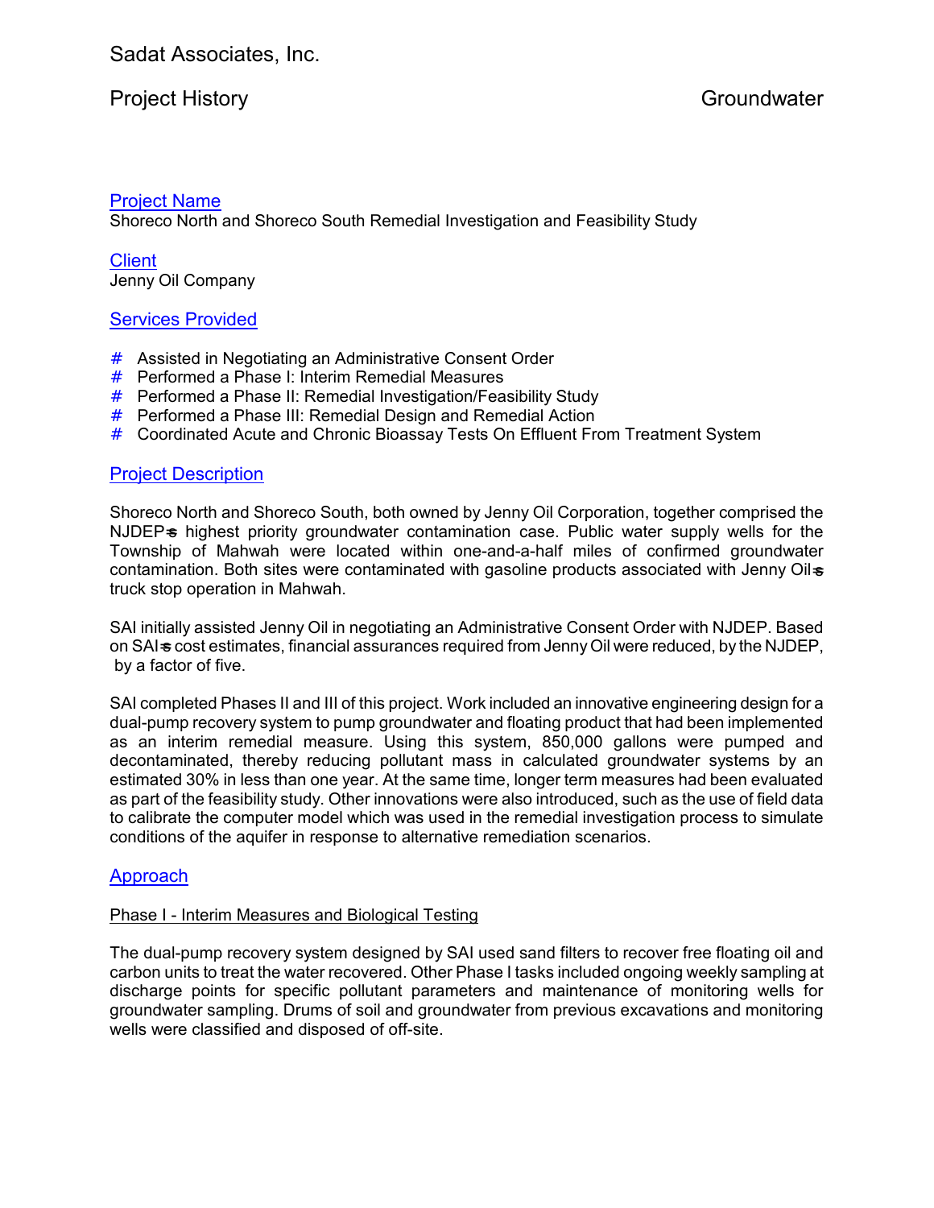Sadat Associates, Inc.

Project History Groundwater

## Project Name

Shoreco North and Shoreco South Remedial Investigation and Feasibility Study

## Client

Jenny Oil Company

## Services Provided

- Assisted in Negotiating an Administrative Consent Order
- Performed a Phase I: Interim Remedial Measures
- Performed a Phase II: Remedial Investigation/Feasibility Study
- Performed a Phase III: Remedial Design and Remedial Action
- Coordinated Acute and Chronic Bioassay Tests On Effluent From Treatment System

## Project Description

Shoreco North and Shoreco South, both owned by Jenny Oil Corporation, together comprised the NJDEP's highest priority groundwater contamination case. Public water supply wells for the Township of Mahwah were located within one-and-a-half miles of confirmed groundwater contamination. Both sites were contaminated with gasoline products associated with Jenny Oil's truck stop operation in Mahwah.

SAI initially assisted Jenny Oil in negotiating an Administrative Consent Order with NJDEP. Based on SAI's cost estimates, financial assurances required from Jenny Oil were reduced, by the NJDEP, by a factor of five.

SAI completed Phases II and III of this project. Work included an innovative engineering design for a dual-pump recovery system to pump groundwater and floating product that had been implemented as an interim remedial measure. Using this system, 850,000 gallons were pumped and decontaminated, thereby reducing pollutant mass in calculated groundwater systems by an estimated 30% in less than one year. At the same time, longer term measures had been evaluated as part of the feasibility study. Other innovations were also introduced, such as the use of field data to calibrate the computer model which was used in the remedial investigation process to simulate conditions of the aquifer in response to alternative remediation scenarios.

## Approach

### Phase I - Interim Measures and Biological Testing

The dual-pump recovery system designed by SAI used sand filters to recover free floating oil and carbon units to treat the water recovered. Other Phase I tasks included ongoing weekly sampling at discharge points for specific pollutant parameters and maintenance of monitoring wells for groundwater sampling. Drums of soil and groundwater from previous excavations and monitoring wells were classified and disposed of off-site.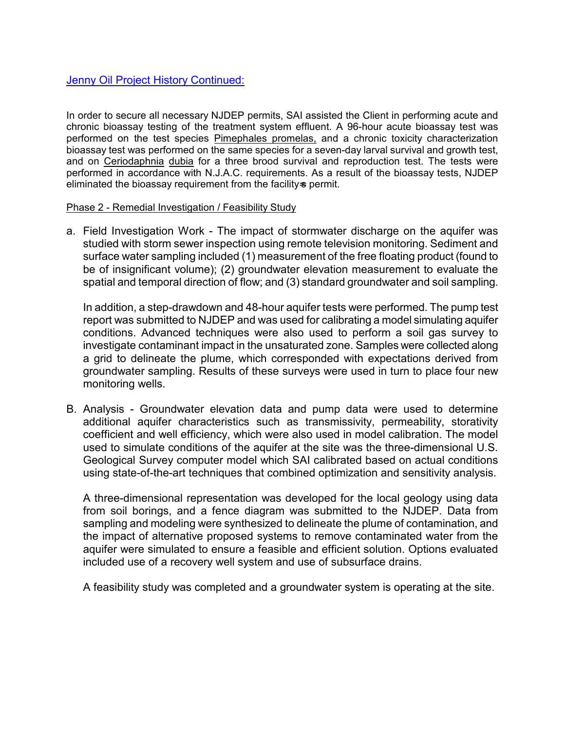Jenny Oil Project History Continued:

In order to secure all necessary NJDEP permits, SAI assisted the Client in performing acute and chronic bioassay testing of the treatment system effluent. A 96-hour acute bioassay test was performed on the test species Pimephales promelas, and a chronic toxicity characterization bioassay test was performed on the same species for a seven-day larval survival and growth test, and on Ceriodaphnia dubia for a three brood survival and reproduction test. The tests were performed in accordance with N.J.A.C. requirements. As a result of the bioassay tests, NJDEP eliminated the bioassay requirement from the facility's permit.

Phase 2 - Remedial Investigation / Feasibility Study

a. Field Investigation Work - The impact of stormwater discharge on the aquifer was studied with storm sewer inspection using remote television monitoring. Sediment and surface water sampling included (1) measurement of the free floating product (found to be of insignificant volume); (2) groundwater elevation measurement to evaluate the spatial and temporal direction of flow; and (3) standard groundwater and soil sampling.

   In addition, a step-drawdown and 48-hour aquifer tests were performed. The pump test report was submitted to NJDEP and was used for calibrating a model simulating aquifer conditions. Advanced techniques were also used to perform a soil gas survey to investigate contaminant impact in the unsaturated zone. Samples were collected along a grid to delineate the plume, which corresponded with expectations derived from groundwater sampling. Results of these surveys were used in turn to place four new monitoring wells.

B. Analysis - Groundwater elevation data and pump data were used to determine additional aquifer characteristics such as transmissivity, permeability, storativity coefficient and well efficiency, which were also used in model calibration. The model used to simulate conditions of the aquifer at the site was the three-dimensional U.S. Geological Survey computer model which SAI calibrated based on actual conditions using state-of-the-art techniques that combined optimization and sensitivity analysis.

   A three-dimensional representation was developed for the local geology using data from soil borings, and a fence diagram was submitted to the NJDEP. Data from sampling and modeling were synthesized to delineate the plume of contamination, and the impact of alternative proposed systems to remove contaminated water from the aquifer were simulated to ensure a feasible and efficient solution. Options evaluated included use of a recovery well system and use of subsurface drains.

   A feasibility study was completed and a groundwater system is operating at the site.